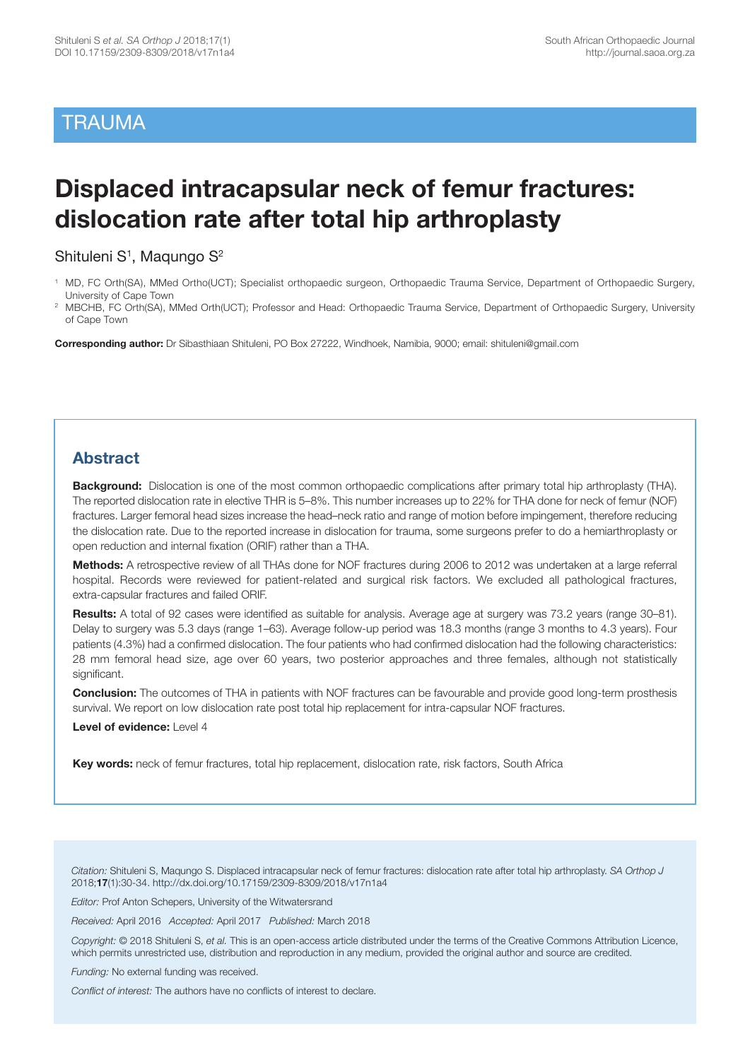TRAUMA

# Displaced intracapsular neck of femur fractures: dislocation rate after total hip arthroplasty

Shituleni S[1], Maqungo S[2]

[1] MD, FC Orth(SA), MMed Ortho(UCT); Specialist orthopaedic surgeon, Orthopaedic Trauma Service, Department of Orthopaedic Surgery, University of Cape Town

[2] MBCHB, FC Orth(SA), MMed Orth(UCT); Professor and Head: Orthopaedic Trauma Service, Department of Orthopaedic Surgery, University of Cape Town

**Corresponding author:** Dr Sibasthiaan Shituleni, PO Box 27222, Windhoek, Namibia, 9000; email: shituleni@gmail.com

## Abstract

**Background:** Dislocation is one of the most common orthopaedic complications after primary total hip arthroplasty (THA). The reported dislocation rate in elective THR is 5–8%. This number increases up to 22% for THA done for neck of femur (NOF) fractures. Larger femoral head sizes increase the head–neck ratio and range of motion before impingement, therefore reducing the dislocation rate. Due to the reported increase in dislocation for trauma, some surgeons prefer to do a hemiarthroplasty or open reduction and internal fixation (ORIF) rather than a THA.

**Methods:** A retrospective review of all THAs done for NOF fractures during 2006 to 2012 was undertaken at a large referral hospital. Records were reviewed for patient-related and surgical risk factors. We excluded all pathological fractures, extra-capsular fractures and failed ORIF.

**Results:** A total of 92 cases were identified as suitable for analysis. Average age at surgery was 73.2 years (range 30–81). Delay to surgery was 5.3 days (range 1–63). Average follow-up period was 18.3 months (range 3 months to 4.3 years). Four patients (4.3%) had a confirmed dislocation. The four patients who had confirmed dislocation had the following characteristics: 28 mm femoral head size, age over 60 years, two posterior approaches and three females, although not statistically significant.

**Conclusion:** The outcomes of THA in patients with NOF fractures can be favourable and provide good long-term prosthesis survival. We report on low dislocation rate post total hip replacement for intra-capsular NOF fractures.

**Level of evidence:** Level 4

**Key words:** neck of femur fractures, total hip replacement, dislocation rate, risk factors, South Africa

*Citation:* Shituleni S, Maqungo S. Displaced intracapsular neck of femur fractures: dislocation rate after total hip arthroplasty. *SA Orthop J* 2018;**17**(1):30-34. http://dx.doi.org/10.17159/2309-8309/2018/v17n1a4

*Editor:* Prof Anton Schepers, University of the Witwatersrand

*Received:* April 2016 *Accepted:* April 2017 *Published:* March 2018

*Copyright:* © 2018 Shituleni S, *et al.* This is an open-access article distributed under the terms of the Creative Commons Attribution Licence, which permits unrestricted use, distribution and reproduction in any medium, provided the original author and source are credited.

*Funding:* No external funding was received.

*Conflict of interest:* The authors have no conflicts of interest to declare.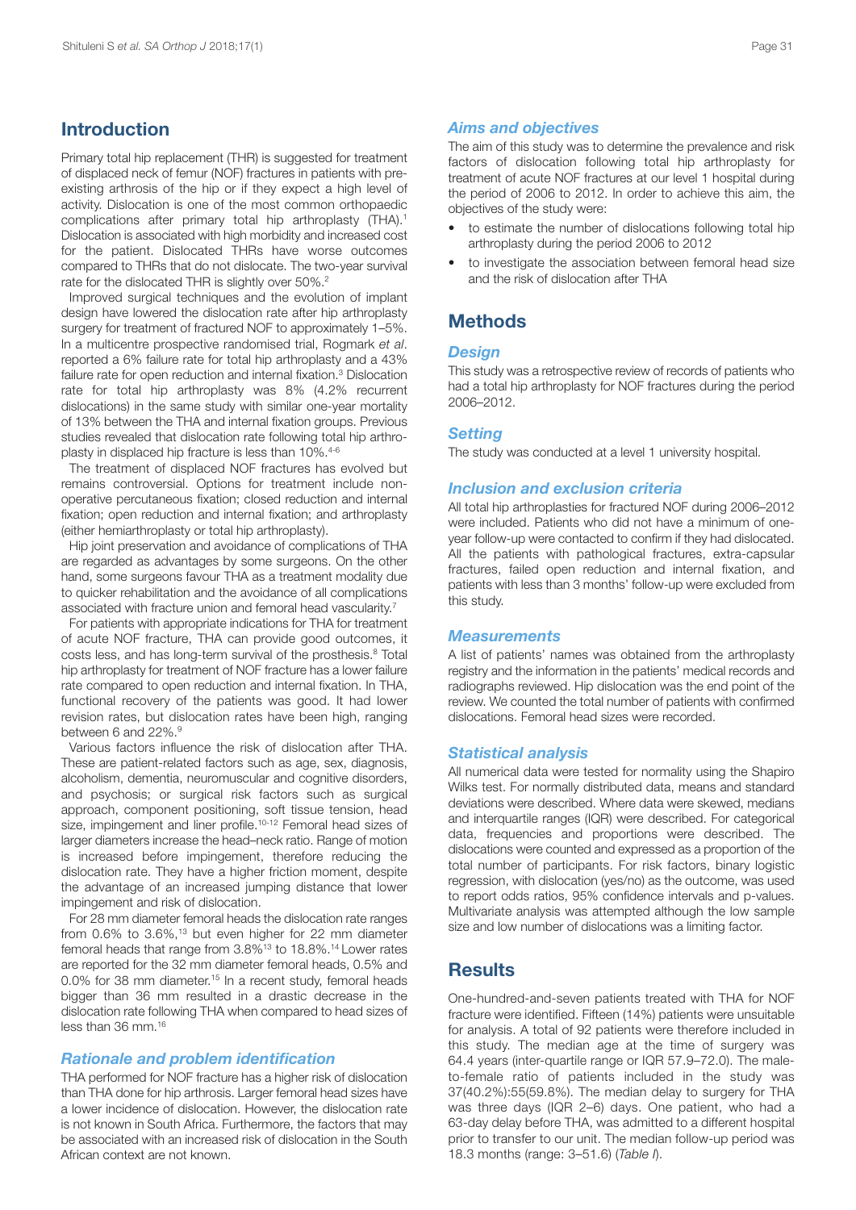## Introduction

Primary total hip replacement (THR) is suggested for treatment of displaced neck of femur (NOF) fractures in patients with pre-existing arthrosis of the hip or if they expect a high level of activity. Dislocation is one of the most common orthopaedic complications after primary total hip arthroplasty (THA).[1] Dislocation is associated with high morbidity and increased cost for the patient. Dislocated THRs have worse outcomes compared to THRs that do not dislocate. The two-year survival rate for the dislocated THR is slightly over 50%.[2]

Improved surgical techniques and the evolution of implant design have lowered the dislocation rate after hip arthroplasty surgery for treatment of fractured NOF to approximately 1–5%. In a multicentre prospective randomised trial, Rogmark *et al*. reported a 6% failure rate for total hip arthroplasty and a 43% failure rate for open reduction and internal fixation.[3] Dislocation rate for total hip arthroplasty was 8% (4.2% recurrent dislocations) in the same study with similar one-year mortality of 13% between the THA and internal fixation groups. Previous studies revealed that dislocation rate following total hip arthroplasty in displaced hip fracture is less than 10%.[4-6]

The treatment of displaced NOF fractures has evolved but remains controversial. Options for treatment include non-operative percutaneous fixation; closed reduction and internal fixation; open reduction and internal fixation; and arthroplasty (either hemiarthroplasty or total hip arthroplasty).

Hip joint preservation and avoidance of complications of THA are regarded as advantages by some surgeons. On the other hand, some surgeons favour THA as a treatment modality due to quicker rehabilitation and the avoidance of all complications associated with fracture union and femoral head vascularity.[7]

For patients with appropriate indications for THA for treatment of acute NOF fracture, THA can provide good outcomes, it costs less, and has long-term survival of the prosthesis.[8] Total hip arthroplasty for treatment of NOF fracture has a lower failure rate compared to open reduction and internal fixation. In THA, functional recovery of the patients was good. It had lower revision rates, but dislocation rates have been high, ranging between 6 and 22%.[9]

Various factors influence the risk of dislocation after THA. These are patient-related factors such as age, sex, diagnosis, alcoholism, dementia, neuromuscular and cognitive disorders, and psychosis; or surgical risk factors such as surgical approach, component positioning, soft tissue tension, head size, impingement and liner profile.[10-12] Femoral head sizes of larger diameters increase the head–neck ratio. Range of motion is increased before impingement, therefore reducing the dislocation rate. They have a higher friction moment, despite the advantage of an increased jumping distance that lower impingement and risk of dislocation.

For 28 mm diameter femoral heads the dislocation rate ranges from 0.6% to 3.6%,[13] but even higher for 22 mm diameter femoral heads that range from 3.8%[13] to 18.8%.[14] Lower rates are reported for the 32 mm diameter femoral heads, 0.5% and 0.0% for 38 mm diameter.[15] In a recent study, femoral heads bigger than 36 mm resulted in a drastic decrease in the dislocation rate following THA when compared to head sizes of less than 36 mm.[16]

### *Rationale and problem identification*

THA performed for NOF fracture has a higher risk of dislocation than THA done for hip arthrosis. Larger femoral head sizes have a lower incidence of dislocation. However, the dislocation rate is not known in South Africa. Furthermore, the factors that may be associated with an increased risk of dislocation in the South African context are not known.

### *Aims and objectives*

The aim of this study was to determine the prevalence and risk factors of dislocation following total hip arthroplasty for treatment of acute NOF fractures at our level 1 hospital during the period of 2006 to 2012. In order to achieve this aim, the objectives of the study were:

- to estimate the number of dislocations following total hip arthroplasty during the period 2006 to 2012
- to investigate the association between femoral head size and the risk of dislocation after THA

## Methods

### *Design*

This study was a retrospective review of records of patients who had a total hip arthroplasty for NOF fractures during the period 2006–2012.

### *Setting*

The study was conducted at a level 1 university hospital.

### *Inclusion and exclusion criteria*

All total hip arthroplasties for fractured NOF during 2006–2012 were included. Patients who did not have a minimum of one-year follow-up were contacted to confirm if they had dislocated. All the patients with pathological fractures, extra-capsular fractures, failed open reduction and internal fixation, and patients with less than 3 months' follow-up were excluded from this study.

### *Measurements*

A list of patients' names was obtained from the arthroplasty registry and the information in the patients' medical records and radiographs reviewed. Hip dislocation was the end point of the review. We counted the total number of patients with confirmed dislocations. Femoral head sizes were recorded.

### *Statistical analysis*

All numerical data were tested for normality using the Shapiro Wilks test. For normally distributed data, means and standard deviations were described. Where data were skewed, medians and interquartile ranges (IQR) were described. For categorical data, frequencies and proportions were described. The dislocations were counted and expressed as a proportion of the total number of participants. For risk factors, binary logistic regression, with dislocation (yes/no) as the outcome, was used to report odds ratios, 95% confidence intervals and p-values. Multivariate analysis was attempted although the low sample size and low number of dislocations was a limiting factor.

## Results

One-hundred-and-seven patients treated with THA for NOF fracture were identified. Fifteen (14%) patients were unsuitable for analysis. A total of 92 patients were therefore included in this study. The median age at the time of surgery was 64.4 years (inter-quartile range or IQR 57.9–72.0). The male-to-female ratio of patients included in the study was 37(40.2%):55(59.8%). The median delay to surgery for THA was three days (IQR 2–6) days. One patient, who had a 63-day delay before THA, was admitted to a different hospital prior to transfer to our unit. The median follow-up period was 18.3 months (range: 3–51.6) (*Table I*).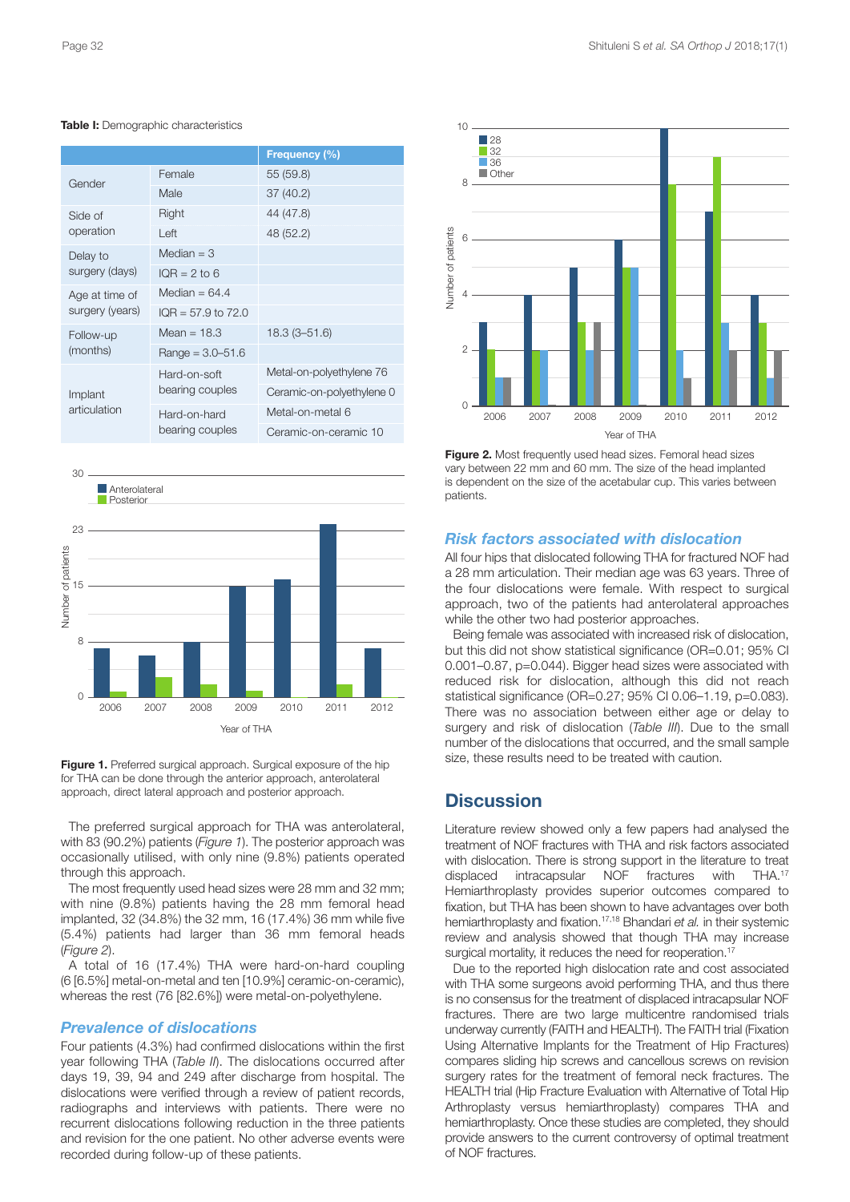**Table I:** Demographic characteristics

| | | Frequency (%) |
|---|---|---|
| Gender | Female | 55 (59.8) |
| | Male | 37 (40.2) |
| Side of operation | Right | 44 (47.8) |
| | Left | 48 (52.2) |
| Delay to surgery (days) | Median = 3 | |
| | IQR = 2 to 6 | |
| Age at time of surgery (years) | Median = 64.4 | |
| | IQR = 57.9 to 72.0 | |
| Follow-up (months) | Mean = 18.3 | 18.3 (3–51.6) |
| | Range = 3.0–51.6 | |
| Implant articulation | Hard-on-soft bearing couples | Metal-on-polyethylene 76 |
| | | Ceramic-on-polyethylene 0 |
| | Hard-on-hard bearing couples | Metal-on-metal 6 |
| | | Ceramic-on-ceramic 10 |

**Figure 1.** Preferred surgical approach. Surgical exposure of the hip for THA can be done through the anterior approach, anterolateral approach, direct lateral approach and posterior approach.

The preferred surgical approach for THA was anterolateral, with 83 (90.2%) patients (*Figure 1*). The posterior approach was occasionally utilised, with only nine (9.8%) patients operated through this approach.

The most frequently used head sizes were 28 mm and 32 mm; with nine (9.8%) patients having the 28 mm femoral head implanted, 32 (34.8%) the 32 mm, 16 (17.4%) 36 mm while five (5.4%) patients had larger than 36 mm femoral heads (*Figure 2*).

A total of 16 (17.4%) THA were hard-on-hard coupling (6 [6.5%] metal-on-metal and ten [10.9%] ceramic-on-ceramic), whereas the rest (76 [82.6%]) were metal-on-polyethylene.

### *Prevalence of dislocations*

Four patients (4.3%) had confirmed dislocations within the first year following THA (*Table II*). The dislocations occurred after days 19, 39, 94 and 249 after discharge from hospital. The dislocations were verified through a review of patient records, radiographs and interviews with patients. There were no recurrent dislocations following reduction in the three patients and revision for the one patient. No other adverse events were recorded during follow-up of these patients.

**Figure 2.** Most frequently used head sizes. Femoral head sizes vary between 22 mm and 60 mm. The size of the head implanted is dependent on the size of the acetabular cup. This varies between patients.

### *Risk factors associated with dislocation*

All four hips that dislocated following THA for fractured NOF had a 28 mm articulation. Their median age was 63 years. Three of the four dislocations were female. With respect to surgical approach, two of the patients had anterolateral approaches while the other two had posterior approaches.

Being female was associated with increased risk of dislocation, but this did not show statistical significance (OR=0.01; 95% CI 0.001–0.87, p=0.044). Bigger head sizes were associated with reduced risk for dislocation, although this did not reach statistical significance (OR=0.27; 95% CI 0.06–1.19, p=0.083). There was no association between either age or delay to surgery and risk of dislocation (*Table III*). Due to the small number of the dislocations that occurred, and the small sample size, these results need to be treated with caution.

## Discussion

Literature review showed only a few papers had analysed the treatment of NOF fractures with THA and risk factors associated with dislocation. There is strong support in the literature to treat displaced intracapsular NOF fractures with THA.[17] Hemiarthroplasty provides superior outcomes compared to fixation, but THA has been shown to have advantages over both hemiarthroplasty and fixation.[17,18] Bhandari *et al.* in their systemic review and analysis showed that though THA may increase surgical mortality, it reduces the need for reoperation.[17]

Due to the reported high dislocation rate and cost associated with THA some surgeons avoid performing THA, and thus there is no consensus for the treatment of displaced intracapsular NOF fractures. There are two large multicentre randomised trials underway currently (FAITH and HEALTH). The FAITH trial (Fixation Using Alternative Implants for the Treatment of Hip Fractures) compares sliding hip screws and cancellous screws on revision surgery rates for the treatment of femoral neck fractures. The HEALTH trial (Hip Fracture Evaluation with Alternative of Total Hip Arthroplasty versus hemiarthroplasty) compares THA and hemiarthroplasty. Once these studies are completed, they should provide answers to the current controversy of optimal treatment of NOF fractures.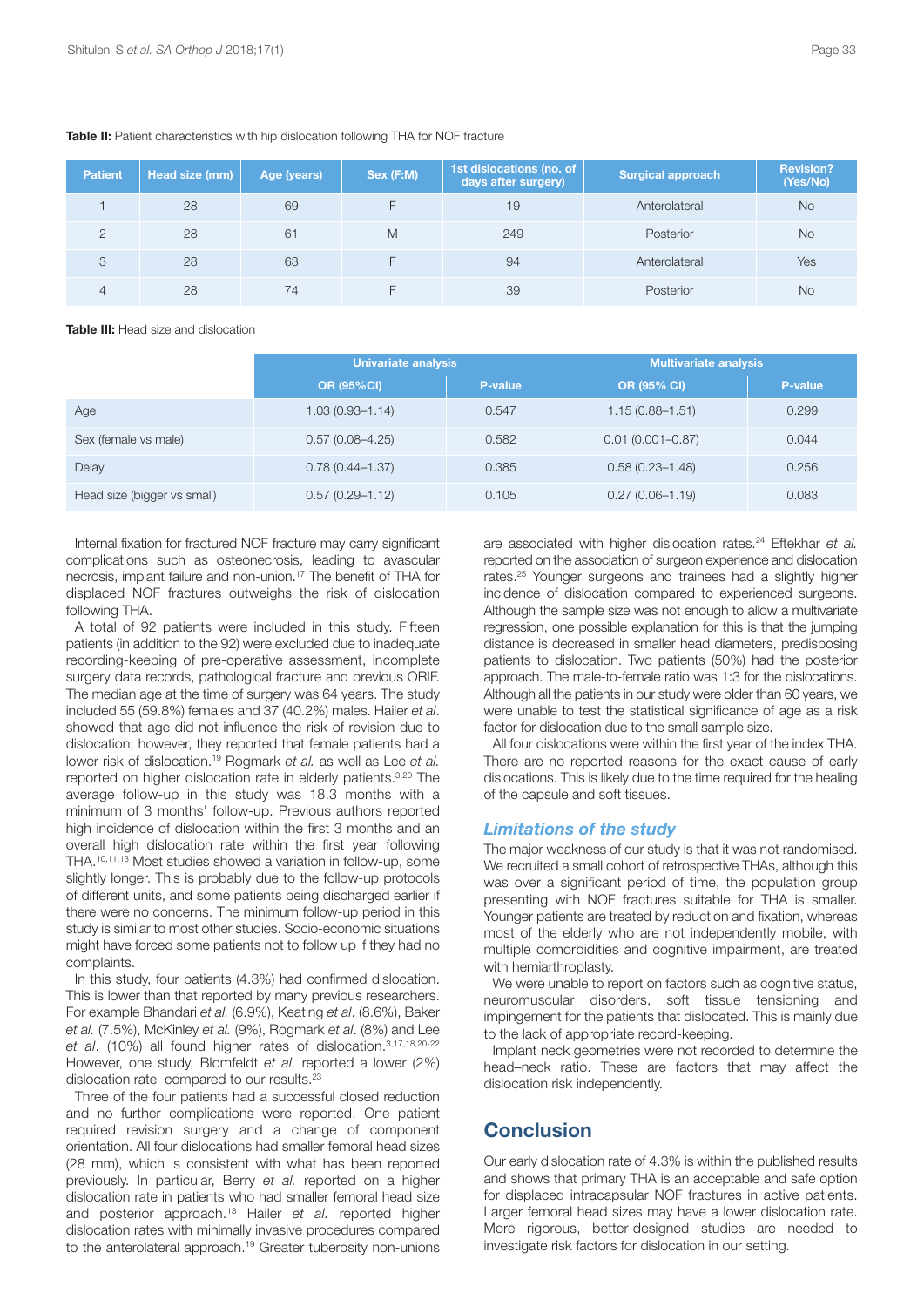**Table II:** Patient characteristics with hip dislocation following THA for NOF fracture

| Patient | Head size (mm) | Age (years) | Sex (F:M) | 1st dislocations (no. of days after surgery) | Surgical approach | Revision? (Yes/No) |
|---|---|---|---|---|---|---|
| 1 | 28 | 69 | F | 19 | Anterolateral | No |
| 2 | 28 | 61 | M | 249 | Posterior | No |
| 3 | 28 | 63 | F | 94 | Anterolateral | Yes |
| 4 | 28 | 74 | F | 39 | Posterior | No |

**Table III:** Head size and dislocation

| | Univariate analysis | | Multivariate analysis | |
|---|---|---|---|---|
| | OR (95%CI) | P-value | OR (95% CI) | P-value |
| Age | 1.03 (0.93–1.14) | 0.547 | 1.15 (0.88–1.51) | 0.299 |
| Sex (female vs male) | 0.57 (0.08–4.25) | 0.582 | 0.01 (0.001–0.87) | 0.044 |
| Delay | 0.78 (0.44–1.37) | 0.385 | 0.58 (0.23–1.48) | 0.256 |
| Head size (bigger vs small) | 0.57 (0.29–1.12) | 0.105 | 0.27 (0.06–1.19) | 0.083 |

Internal fixation for fractured NOF fracture may carry significant complications such as osteonecrosis, leading to avascular necrosis, implant failure and non-union.[17] The benefit of THA for displaced NOF fractures outweighs the risk of dislocation following THA.

A total of 92 patients were included in this study. Fifteen patients (in addition to the 92) were excluded due to inadequate recording-keeping of pre-operative assessment, incomplete surgery data records, pathological fracture and previous ORIF. The median age at the time of surgery was 64 years. The study included 55 (59.8%) females and 37 (40.2%) males. Hailer *et al*. showed that age did not influence the risk of revision due to dislocation; however, they reported that female patients had a lower risk of dislocation.[19] Rogmark *et al.* as well as Lee *et al.* reported on higher dislocation rate in elderly patients.[3,20] The average follow-up in this study was 18.3 months with a minimum of 3 months' follow-up. Previous authors reported high incidence of dislocation within the first 3 months and an overall high dislocation rate within the first year following THA.[10,11,13] Most studies showed a variation in follow-up, some slightly longer. This is probably due to the follow-up protocols of different units, and some patients being discharged earlier if there were no concerns. The minimum follow-up period in this study is similar to most other studies. Socio-economic situations might have forced some patients not to follow up if they had no complaints.

In this study, four patients (4.3%) had confirmed dislocation. This is lower than that reported by many previous researchers. For example Bhandari *et al.* (6.9%), Keating *et al*. (8.6%), Baker *et al.* (7.5%), McKinley *et al.* (9%), Rogmark *et al*. (8%) and Lee *et al*. (10%) all found higher rates of dislocation.[3,17,18,20-22] However, one study, Blomfeldt *et al.* reported a lower (2%) dislocation rate compared to our results.[23]

Three of the four patients had a successful closed reduction and no further complications were reported. One patient required revision surgery and a change of component orientation. All four dislocations had smaller femoral head sizes (28 mm), which is consistent with what has been reported previously. In particular, Berry *et al.* reported on a higher dislocation rate in patients who had smaller femoral head size and posterior approach.[13] Hailer *et al.* reported higher dislocation rates with minimally invasive procedures compared to the anterolateral approach.[19] Greater tuberosity non-unions are associated with higher dislocation rates.[24] Eftekhar *et al.* reported on the association of surgeon experience and dislocation rates.[25] Younger surgeons and trainees had a slightly higher incidence of dislocation compared to experienced surgeons. Although the sample size was not enough to allow a multivariate regression, one possible explanation for this is that the jumping distance is decreased in smaller head diameters, predisposing patients to dislocation. Two patients (50%) had the posterior approach. The male-to-female ratio was 1:3 for the dislocations. Although all the patients in our study were older than 60 years, we were unable to test the statistical significance of age as a risk factor for dislocation due to the small sample size.

All four dislocations were within the first year of the index THA. There are no reported reasons for the exact cause of early dislocations. This is likely due to the time required for the healing of the capsule and soft tissues.

### *Limitations of the study*

The major weakness of our study is that it was not randomised. We recruited a small cohort of retrospective THAs, although this was over a significant period of time, the population group presenting with NOF fractures suitable for THA is smaller. Younger patients are treated by reduction and fixation, whereas most of the elderly who are not independently mobile, with multiple comorbidities and cognitive impairment, are treated with hemiarthroplasty.

We were unable to report on factors such as cognitive status, neuromuscular disorders, soft tissue tensioning and impingement for the patients that dislocated. This is mainly due to the lack of appropriate record-keeping.

Implant neck geometries were not recorded to determine the head–neck ratio. These are factors that may affect the dislocation risk independently.

## Conclusion

Our early dislocation rate of 4.3% is within the published results and shows that primary THA is an acceptable and safe option for displaced intracapsular NOF fractures in active patients. Larger femoral head sizes may have a lower dislocation rate. More rigorous, better-designed studies are needed to investigate risk factors for dislocation in our setting.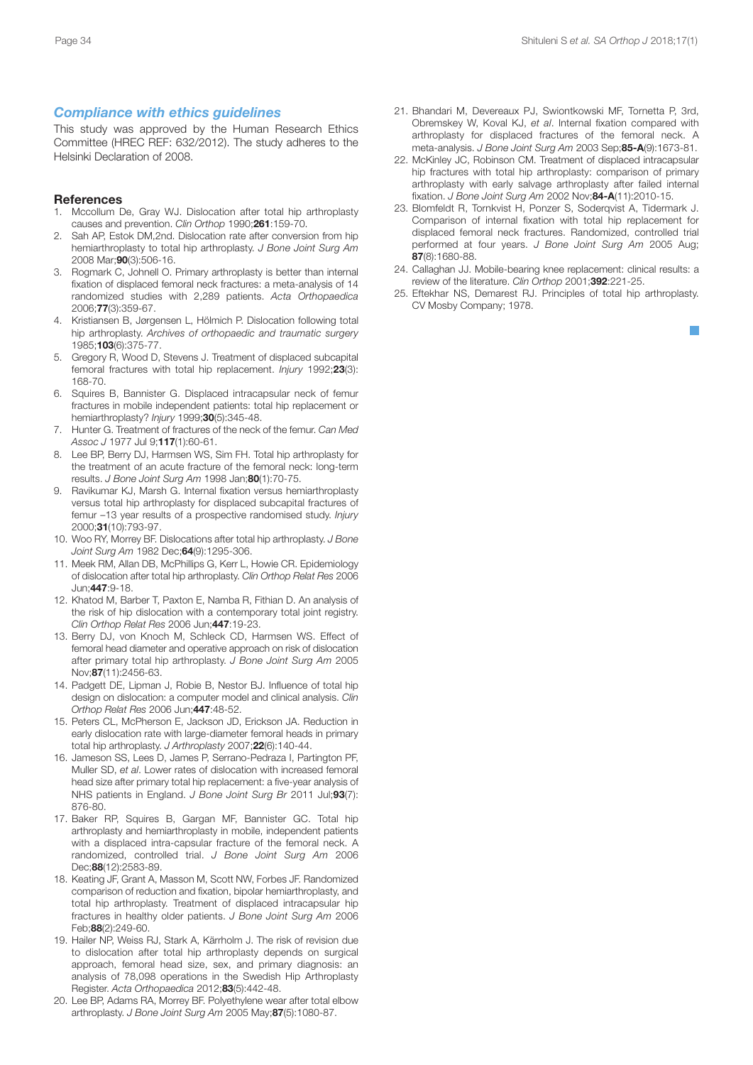## *Compliance with ethics guidelines*

This study was approved by the Human Research Ethics Committee (HREC REF: 632/2012). The study adheres to the Helsinki Declaration of 2008.

### References

1. Mccollum De, Gray WJ. Dislocation after total hip arthroplasty causes and prevention. *Clin Orthop* 1990;**261**:159-70.
2. Sah AP, Estok DM,2nd. Dislocation rate after conversion from hip hemiarthroplasty to total hip arthroplasty. *J Bone Joint Surg Am* 2008 Mar;**90**(3):506-16.
3. Rogmark C, Johnell O. Primary arthroplasty is better than internal fixation of displaced femoral neck fractures: a meta-analysis of 14 randomized studies with 2,289 patients. *Acta Orthopaedica* 2006;**77**(3):359-67.
4. Kristiansen B, Jørgensen L, Hölmich P. Dislocation following total hip arthroplasty. *Archives of orthopaedic and traumatic surgery* 1985;**103**(6):375-77.
5. Gregory R, Wood D, Stevens J. Treatment of displaced subcapital femoral fractures with total hip replacement. *Injury* 1992;**23**(3): 168-70.
6. Squires B, Bannister G. Displaced intracapsular neck of femur fractures in mobile independent patients: total hip replacement or hemiarthroplasty? *Injury* 1999;**30**(5):345-48.
7. Hunter G. Treatment of fractures of the neck of the femur. *Can Med Assoc J* 1977 Jul 9;**117**(1):60-61.
8. Lee BP, Berry DJ, Harmsen WS, Sim FH. Total hip arthroplasty for the treatment of an acute fracture of the femoral neck: long-term results. *J Bone Joint Surg Am* 1998 Jan;**80**(1):70-75.
9. Ravikumar KJ, Marsh G. Internal fixation versus hemiarthroplasty versus total hip arthroplasty for displaced subcapital fractures of femur –13 year results of a prospective randomised study. *Injury* 2000;**31**(10):793-97.
10. Woo RY, Morrey BF. Dislocations after total hip arthroplasty. *J Bone Joint Surg Am* 1982 Dec;**64**(9):1295-306.
11. Meek RM, Allan DB, McPhillips G, Kerr L, Howie CR. Epidemiology of dislocation after total hip arthroplasty. *Clin Orthop Relat Res* 2006 Jun;**447**:9-18.
12. Khatod M, Barber T, Paxton E, Namba R, Fithian D. An analysis of the risk of hip dislocation with a contemporary total joint registry. *Clin Orthop Relat Res* 2006 Jun;**447**:19-23.
13. Berry DJ, von Knoch M, Schleck CD, Harmsen WS. Effect of femoral head diameter and operative approach on risk of dislocation after primary total hip arthroplasty. *J Bone Joint Surg Am* 2005 Nov;**87**(11):2456-63.
14. Padgett DE, Lipman J, Robie B, Nestor BJ. Influence of total hip design on dislocation: a computer model and clinical analysis. *Clin Orthop Relat Res* 2006 Jun;**447**:48-52.
15. Peters CL, McPherson E, Jackson JD, Erickson JA. Reduction in early dislocation rate with large-diameter femoral heads in primary total hip arthroplasty. *J Arthroplasty* 2007;**22**(6):140-44.
16. Jameson SS, Lees D, James P, Serrano-Pedraza I, Partington PF, Muller SD, *et al*. Lower rates of dislocation with increased femoral head size after primary total hip replacement: a five-year analysis of NHS patients in England. *J Bone Joint Surg Br* 2011 Jul;**93**(7): 876-80.
17. Baker RP, Squires B, Gargan MF, Bannister GC. Total hip arthroplasty and hemiarthroplasty in mobile, independent patients with a displaced intra-capsular fracture of the femoral neck. A randomized, controlled trial. *J Bone Joint Surg Am* 2006 Dec;**88**(12):2583-89.
18. Keating JF, Grant A, Masson M, Scott NW, Forbes JF. Randomized comparison of reduction and fixation, bipolar hemiarthroplasty, and total hip arthroplasty. Treatment of displaced intracapsular hip fractures in healthy older patients. *J Bone Joint Surg Am* 2006 Feb;**88**(2):249-60.
19. Hailer NP, Weiss RJ, Stark A, Kärrholm J. The risk of revision due to dislocation after total hip arthroplasty depends on surgical approach, femoral head size, sex, and primary diagnosis: an analysis of 78,098 operations in the Swedish Hip Arthroplasty Register. *Acta Orthopaedica* 2012;**83**(5):442-48.
20. Lee BP, Adams RA, Morrey BF. Polyethylene wear after total elbow arthroplasty. *J Bone Joint Surg Am* 2005 May;**87**(5):1080-87.
21. Bhandari M, Devereaux PJ, Swiontkowski MF, Tornetta P, 3rd, Obremskey W, Koval KJ, *et al*. Internal fixation compared with arthroplasty for displaced fractures of the femoral neck. A meta-analysis. *J Bone Joint Surg Am* 2003 Sep;**85-A**(9):1673-81.
22. McKinley JC, Robinson CM. Treatment of displaced intracapsular hip fractures with total hip arthroplasty: comparison of primary arthroplasty with early salvage arthroplasty after failed internal fixation. *J Bone Joint Surg Am* 2002 Nov;**84-A**(11):2010-15.
23. Blomfeldt R, Tornkvist H, Ponzer S, Soderqvist A, Tidermark J. Comparison of internal fixation with total hip replacement for displaced femoral neck fractures. Randomized, controlled trial performed at four years. *J Bone Joint Surg Am* 2005 Aug; **87**(8):1680-88.
24. Callaghan JJ. Mobile-bearing knee replacement: clinical results: a review of the literature. *Clin Orthop* 2001;**392**:221-25.
25. Eftekhar NS, Demarest RJ. Principles of total hip arthroplasty. CV Mosby Company; 1978.